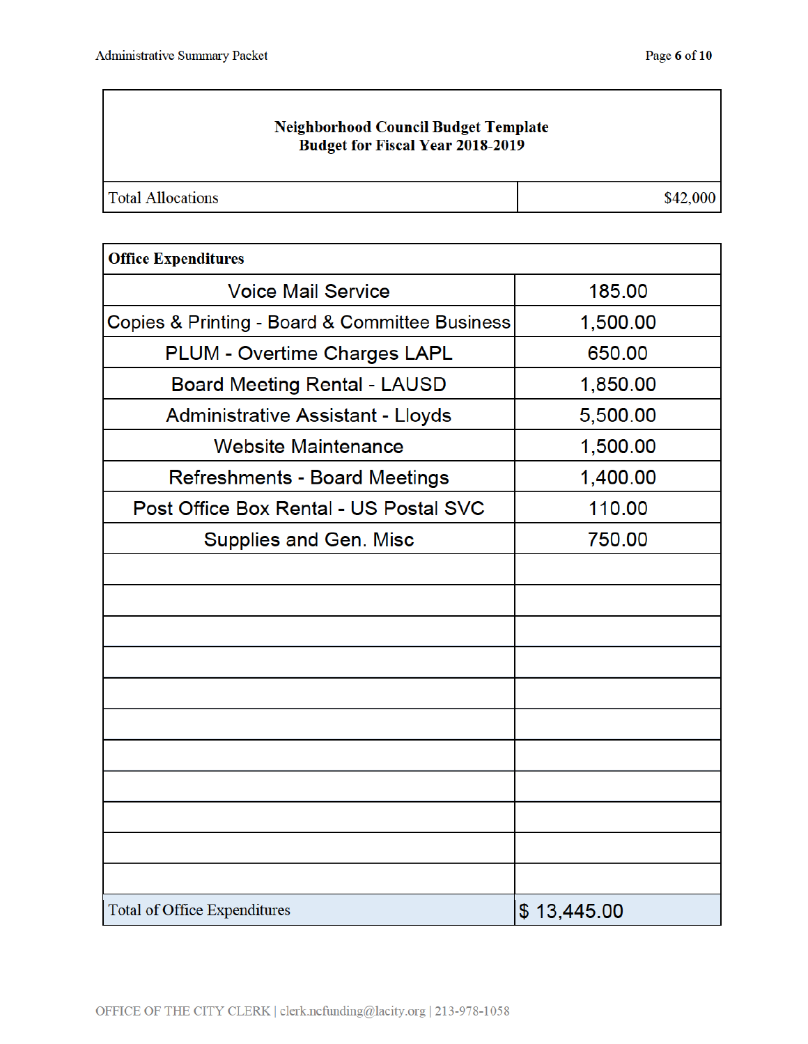**Neighborhood Council Budget Template**
**Budget for Fiscal Year 2018-2019**

| Total Allocations | $42,000 |
|---|---|

| **Office Expenditures** | |
|---|---|
| Voice Mail Service | 185.00 |
| Copies & Printing - Board & Committee Business | 1,500.00 |
| PLUM - Overtime Charges LAPL | 650.00 |
| Board Meeting Rental - LAUSD | 1,850.00 |
| Administrative Assistant - Lloyds | 5,500.00 |
| Website Maintenance | 1,500.00 |
| Refreshments - Board Meetings | 1,400.00 |
| Post Office Box Rental - US Postal SVC | 110.00 |
| Supplies and Gen. Misc | 750.00 |
| | |
| | |
| | |
| | |
| | |
| | |
| | |
| | |
| | |
| | |
| | |
| Total of Office Expenditures | $ 13,445.00 |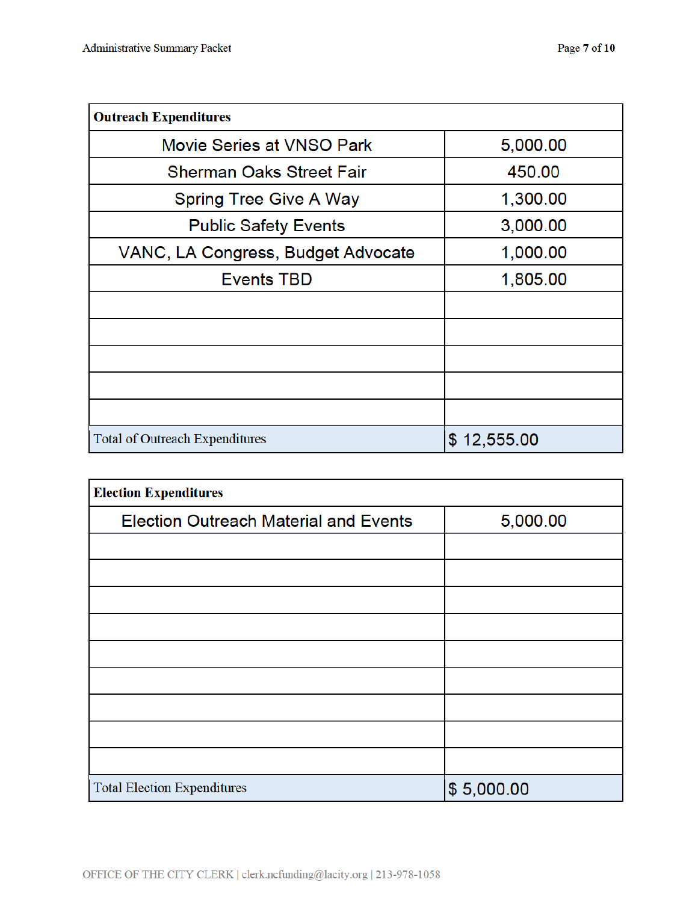| Outreach Expenditures | |
|---|---|
| Movie Series at VNSO Park | 5,000.00 |
| Sherman Oaks Street Fair | 450.00 |
| Spring Tree Give A Way | 1,300.00 |
| Public Safety Events | 3,000.00 |
| VANC, LA Congress, Budget Advocate | 1,000.00 |
| Events TBD | 1,805.00 |
| | |
| | |
| | |
| | |
| | |
| Total of Outreach Expenditures | $ 12,555.00 |

| Election Expenditures | |
|---|---|
| Election Outreach Material and Events | 5,000.00 |
| | |
| | |
| | |
| | |
| | |
| | |
| | |
| | |
| | |
| Total Election Expenditures | $ 5,000.00 |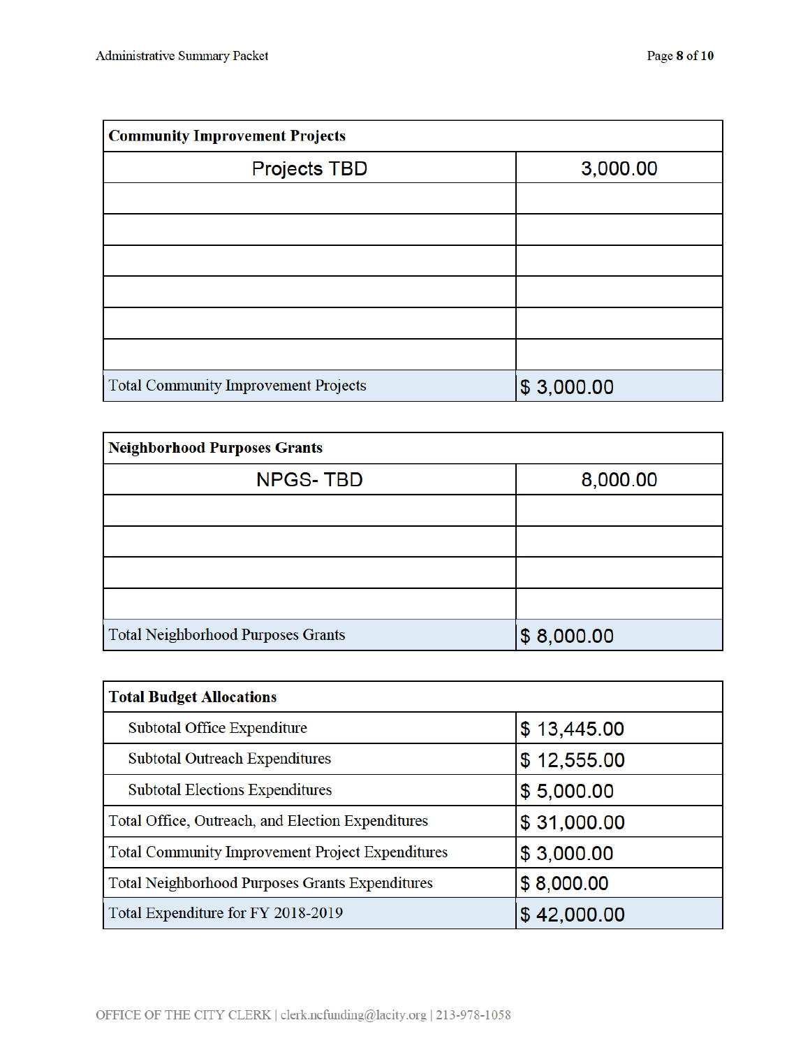| Community Improvement Projects | |
|---|---|
| Projects TBD | 3,000.00 |
| | |
| | |
| | |
| | |
| | |
| | |
| Total Community Improvement Projects | $ 3,000.00 |

| Neighborhood Purposes Grants | |
|---|---|
| NPGS- TBD | 8,000.00 |
| | |
| | |
| | |
| | |
| Total Neighborhood Purposes Grants | $ 8,000.00 |

| Total Budget Allocations | |
|---|---|
| Subtotal Office Expenditure | $ 13,445.00 |
| Subtotal Outreach Expenditures | $ 12,555.00 |
| Subtotal Elections Expenditures | $ 5,000.00 |
| Total Office, Outreach, and Election Expenditures | $ 31,000.00 |
| Total Community Improvement Project Expenditures | $ 3,000.00 |
| Total Neighborhood Purposes Grants Expenditures | $ 8,000.00 |
| Total Expenditure for FY 2018-2019 | $ 42,000.00 |

OFFICE OF THE CITY CLERK | clerk.ncfunding@lacity.org | 213-978-1058